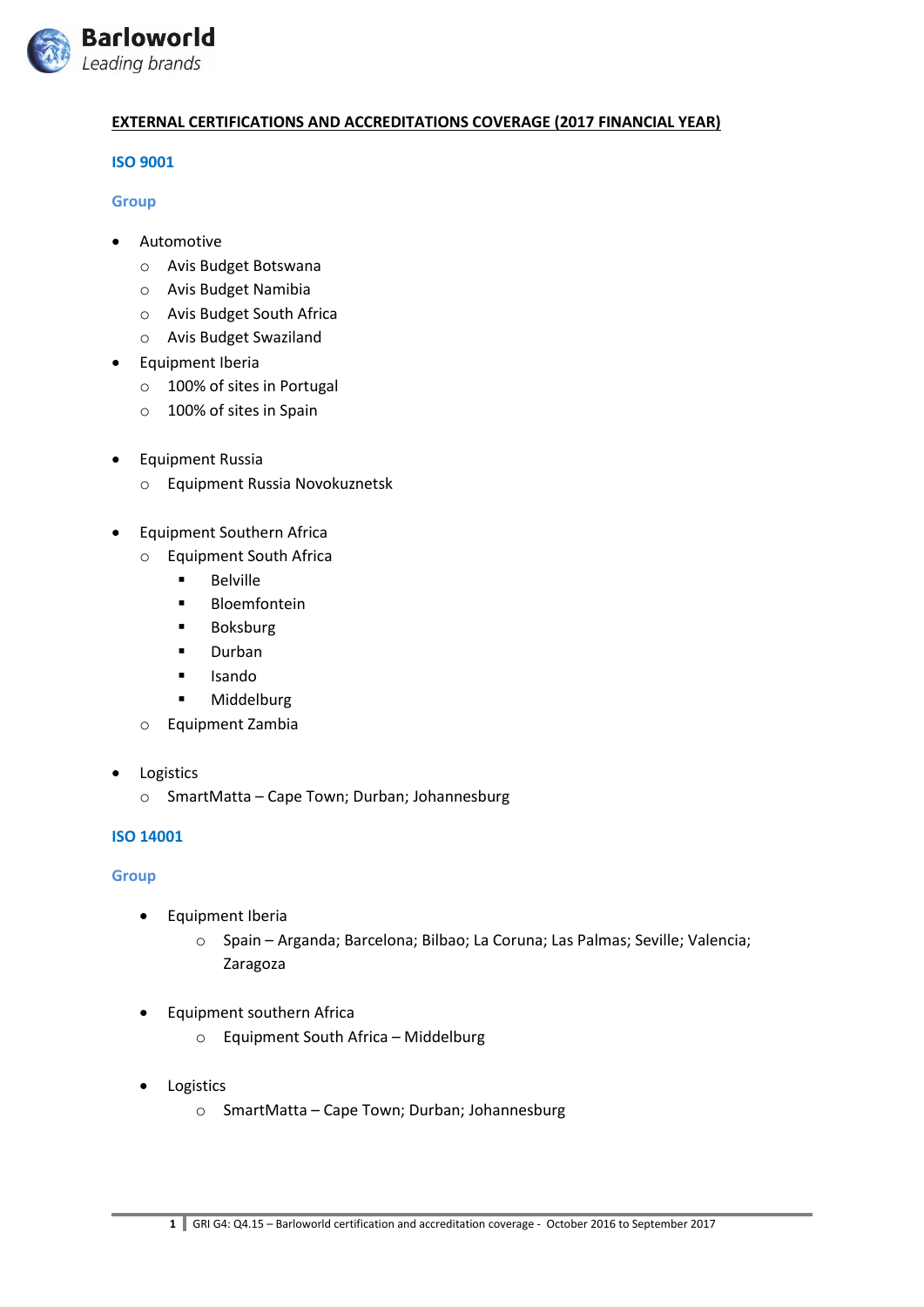# EXTERNAL CERTIFICATIONS AND ACCREDITATIONS COVERAGE (2017 FINANCIAL YEAR)

## ISO 9001

### Group

- Automotive
  - Avis Budget Botswana
  - Avis Budget Namibia
  - Avis Budget South Africa
  - Avis Budget Swaziland
- Equipment Iberia
  - 100% of sites in Portugal
  - 100% of sites in Spain
- Equipment Russia
  - Equipment Russia Novokuznetsk
- Equipment Southern Africa
  - Equipment South Africa
    - Belville
    - Bloemfontein
    - Boksburg
    - Durban
    - Isando
    - Middelburg
  - Equipment Zambia
- Logistics
  - SmartMatta – Cape Town; Durban; Johannesburg

## ISO 14001

### Group

- Equipment Iberia
  - Spain – Arganda; Barcelona; Bilbao; La Coruna; Las Palmas; Seville; Valencia; Zaragoza
- Equipment southern Africa
  - Equipment South Africa – Middelburg
- Logistics
  - SmartMatta – Cape Town; Durban; Johannesburg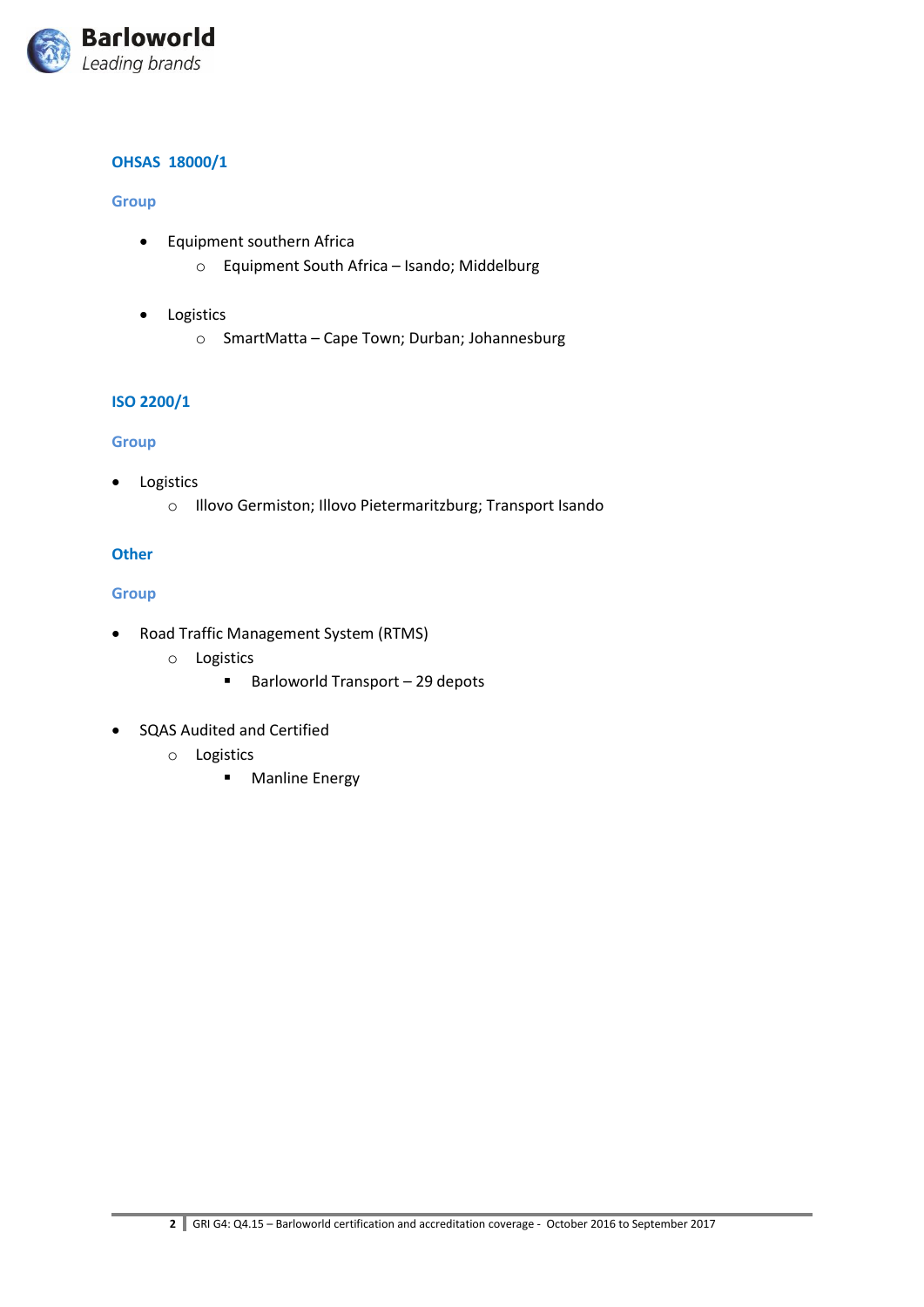## OHSAS 18000/1

### Group

- Equipment southern Africa
  - Equipment South Africa – Isando; Middelburg

- Logistics
  - SmartMatta – Cape Town; Durban; Johannesburg

## ISO 2200/1

### Group

- Logistics
  - Illovo Germiston; Illovo Pietermaritzburg; Transport Isando

## Other

### Group

- Road Traffic Management System (RTMS)
  - Logistics
    - Barloworld Transport – 29 depots

- SQAS Audited and Certified
  - Logistics
    - Manline Energy